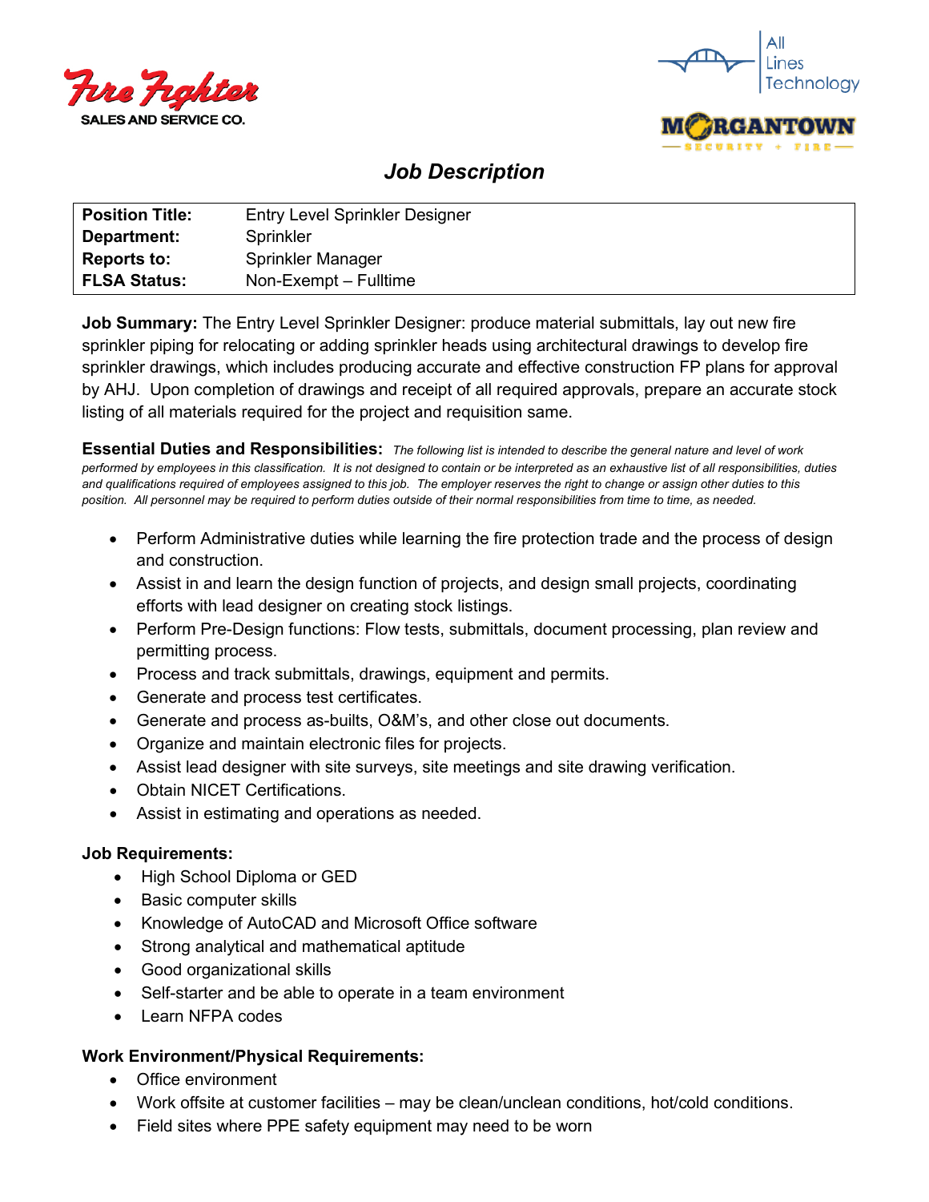# Job Description

| Position Title: | Entry Level Sprinkler Designer |
|---|---|
| Department: | Sprinkler |
| Reports to: | Sprinkler Manager |
| FLSA Status: | Non-Exempt – Fulltime |

**Job Summary:** The Entry Level Sprinkler Designer: produce material submittals, lay out new fire sprinkler piping for relocating or adding sprinkler heads using architectural drawings to develop fire sprinkler drawings, which includes producing accurate and effective construction FP plans for approval by AHJ. Upon completion of drawings and receipt of all required approvals, prepare an accurate stock listing of all materials required for the project and requisition same.

**Essential Duties and Responsibilities:** *The following list is intended to describe the general nature and level of work performed by employees in this classification. It is not designed to contain or be interpreted as an exhaustive list of all responsibilities, duties and qualifications required of employees assigned to this job. The employer reserves the right to change or assign other duties to this position. All personnel may be required to perform duties outside of their normal responsibilities from time to time, as needed.*

- Perform Administrative duties while learning the fire protection trade and the process of design and construction.
- Assist in and learn the design function of projects, and design small projects, coordinating efforts with lead designer on creating stock listings.
- Perform Pre-Design functions: Flow tests, submittals, document processing, plan review and permitting process.
- Process and track submittals, drawings, equipment and permits.
- Generate and process test certificates.
- Generate and process as-builts, O&M's, and other close out documents.
- Organize and maintain electronic files for projects.
- Assist lead designer with site surveys, site meetings and site drawing verification.
- Obtain NICET Certifications.
- Assist in estimating and operations as needed.

**Job Requirements:**

- High School Diploma or GED
- Basic computer skills
- Knowledge of AutoCAD and Microsoft Office software
- Strong analytical and mathematical aptitude
- Good organizational skills
- Self-starter and be able to operate in a team environment
- Learn NFPA codes

**Work Environment/Physical Requirements:**

- Office environment
- Work offsite at customer facilities – may be clean/unclean conditions, hot/cold conditions.
- Field sites where PPE safety equipment may need to be worn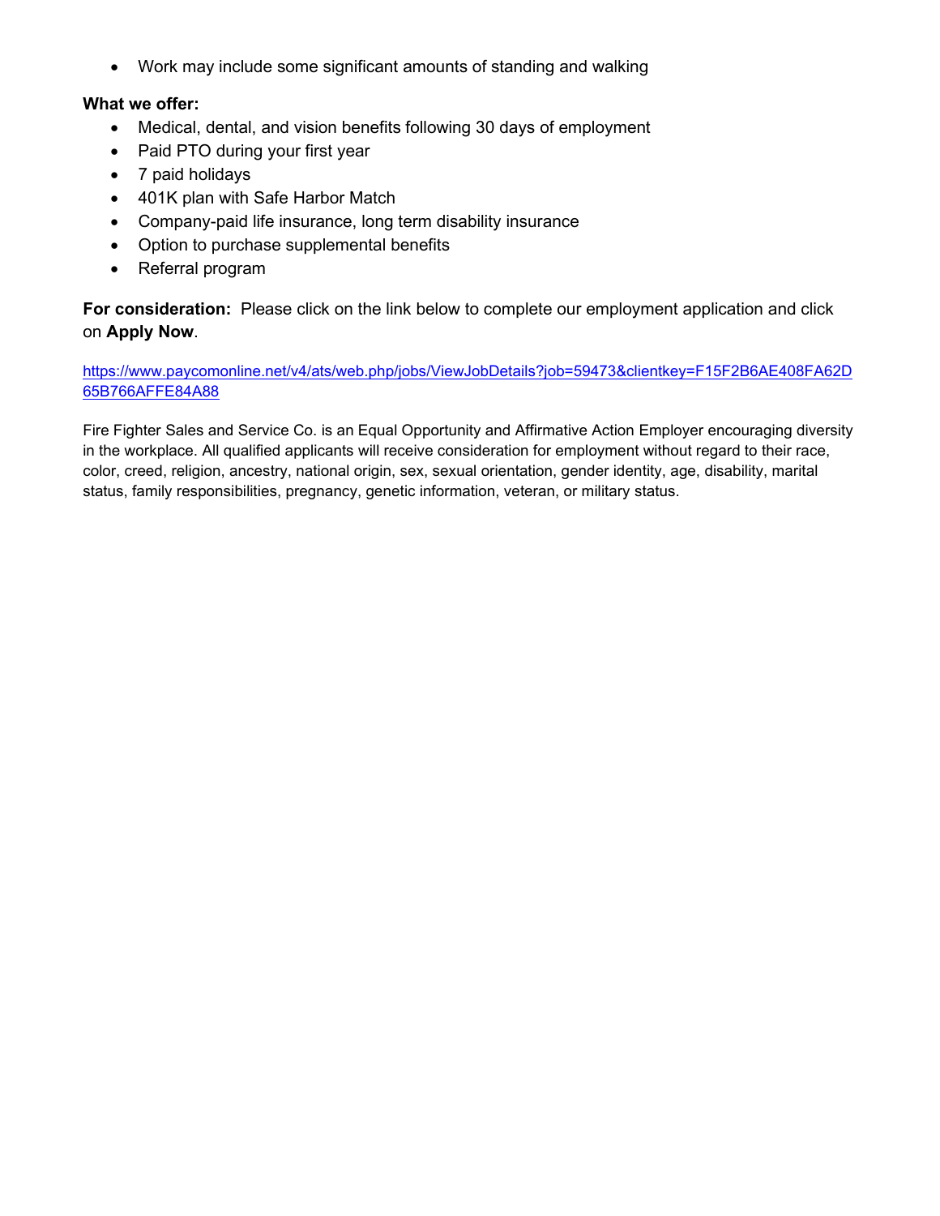- Work may include some significant amounts of standing and walking

**What we offer:**

- Medical, dental, and vision benefits following 30 days of employment
- Paid PTO during your first year
- 7 paid holidays
- 401K plan with Safe Harbor Match
- Company-paid life insurance, long term disability insurance
- Option to purchase supplemental benefits
- Referral program

**For consideration:** Please click on the link below to complete our employment application and click on **Apply Now**.

https://www.paycomonline.net/v4/ats/web.php/jobs/ViewJobDetails?job=59473&clientkey=F15F2B6AE408FA62D65B766AFFE84A88

Fire Fighter Sales and Service Co. is an Equal Opportunity and Affirmative Action Employer encouraging diversity in the workplace. All qualified applicants will receive consideration for employment without regard to their race, color, creed, religion, ancestry, national origin, sex, sexual orientation, gender identity, age, disability, marital status, family responsibilities, pregnancy, genetic information, veteran, or military status.